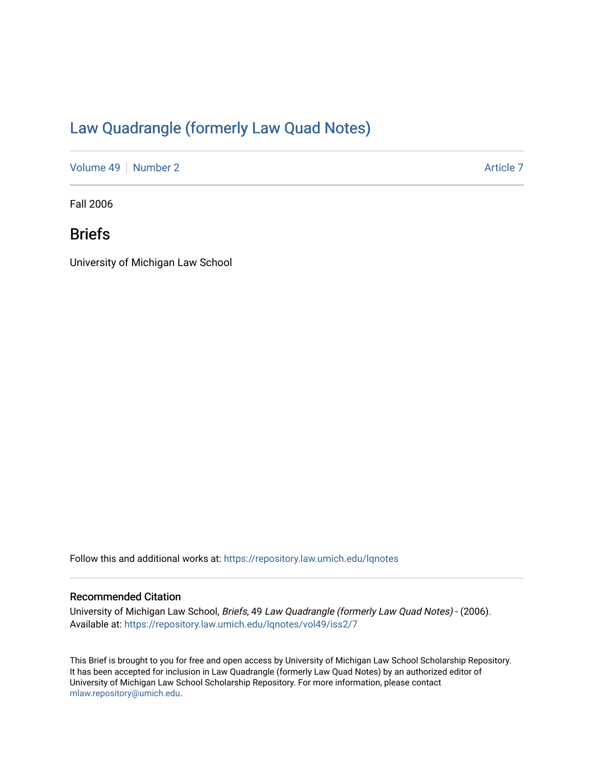# Law Quadrangle (formerly Law Quad Notes)

Volume 49 | Number 2 Article 7

Fall 2006

## Briefs

University of Michigan Law School

Follow this and additional works at: https://repository.law.umich.edu/lqnotes

### Recommended Citation

University of Michigan Law School, *Briefs*, 49 *Law Quadrangle (formerly Law Quad Notes)* - (2006).
Available at: https://repository.law.umich.edu/lqnotes/vol49/iss2/7

This Brief is brought to you for free and open access by University of Michigan Law School Scholarship Repository. It has been accepted for inclusion in Law Quadrangle (formerly Law Quad Notes) by an authorized editor of University of Michigan Law School Scholarship Repository. For more information, please contact mlaw.repository@umich.edu.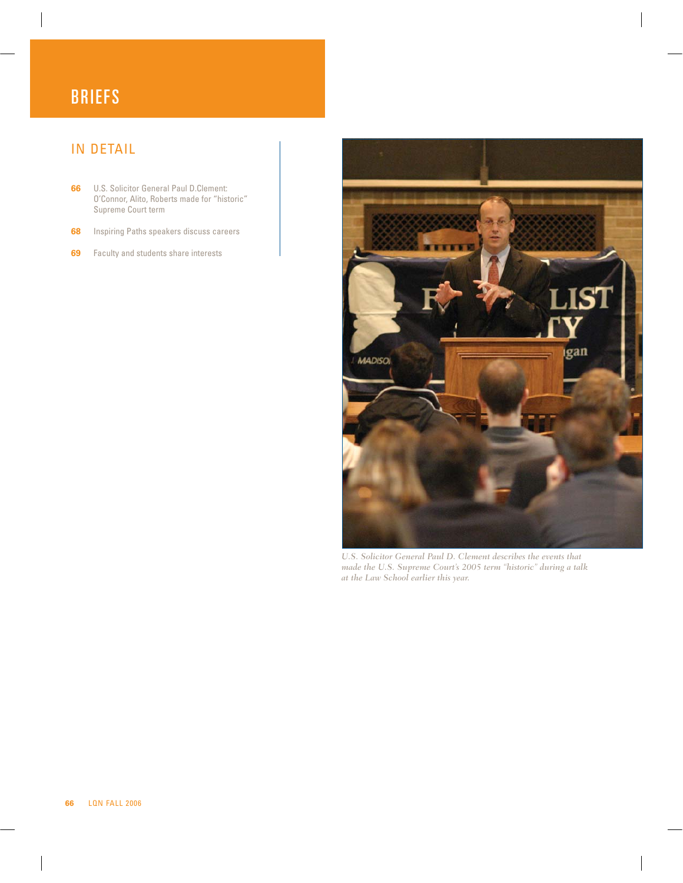# BRIEFS

## IN DETAIL

**66** U.S. Solicitor General Paul D.Clement: O'Connor, Alito, Roberts made for "historic" Supreme Court term

**68** Inspiring Paths speakers discuss careers

**69** Faculty and students share interests

*U.S. Solicitor General Paul D. Clement describes the events that made the U.S. Supreme Court's 2005 term "historic" during a talk at the Law School earlier this year.*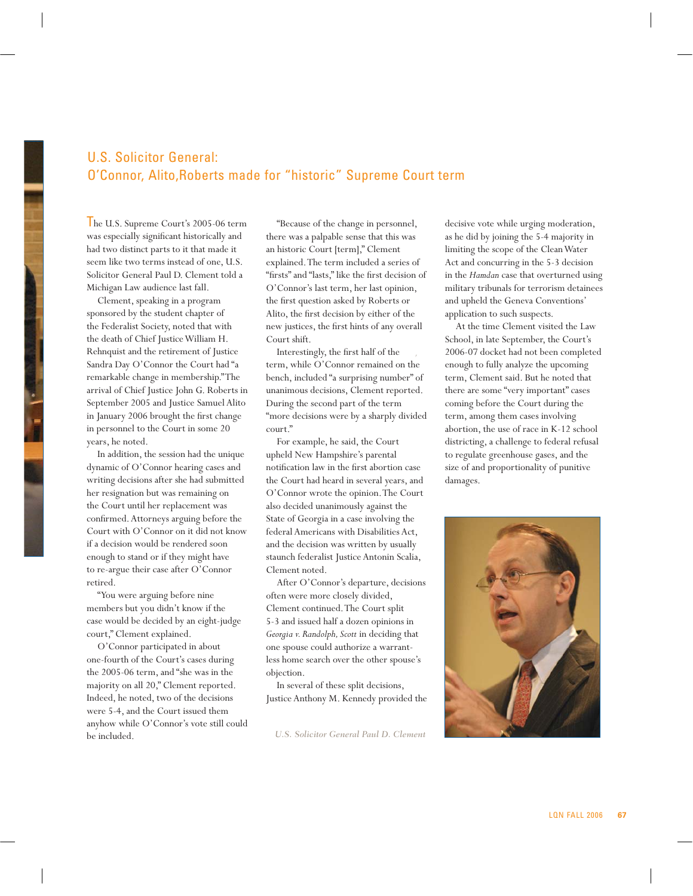# U.S. Solicitor General: O'Connor, Alito,Roberts made for "historic" Supreme Court term

The U.S. Supreme Court's 2005-06 term was especially significant historically and had two distinct parts to it that made it seem like two terms instead of one, U.S. Solicitor General Paul D. Clement told a Michigan Law audience last fall.

Clement, speaking in a program sponsored by the student chapter of the Federalist Society, noted that with the death of Chief Justice William H. Rehnquist and the retirement of Justice Sandra Day O'Connor the Court had "a remarkable change in membership." The arrival of Chief Justice John G. Roberts in September 2005 and Justice Samuel Alito in January 2006 brought the first change in personnel to the Court in some 20 years, he noted.

In addition, the session had the unique dynamic of O'Connor hearing cases and writing decisions after she had submitted her resignation but was remaining on the Court until her replacement was confirmed. Attorneys arguing before the Court with O'Connor on it did not know if a decision would be rendered soon enough to stand or if they might have to re-argue their case after O'Connor retired.

"You were arguing before nine members but you didn't know if the case would be decided by an eight-judge court," Clement explained.

O'Connor participated in about one-fourth of the Court's cases during the 2005-06 term, and "she was in the majority on all 20," Clement reported. Indeed, he noted, two of the decisions were 5-4, and the Court issued them anyhow while O'Connor's vote still could be included.

"Because of the change in personnel, there was a palpable sense that this was an historic Court [term]," Clement explained. The term included a series of "firsts" and "lasts," like the first decision of O'Connor's last term, her last opinion, the first question asked by Roberts or Alito, the first decision by either of the new justices, the first hints of any overall Court shift.

Interestingly, the first half of the term, while O'Connor remained on the bench, included "a surprising number" of unanimous decisions, Clement reported. During the second part of the term "more decisions were by a sharply divided court."

For example, he said, the Court upheld New Hampshire's parental notification law in the first abortion case the Court had heard in several years, and O'Connor wrote the opinion. The Court also decided unanimously against the State of Georgia in a case involving the federal Americans with Disabilities Act, and the decision was written by usually staunch federalist Justice Antonin Scalia, Clement noted.

After O'Connor's departure, decisions often were more closely divided, Clement continued. The Court split 5-3 and issued half a dozen opinions in *Georgia v. Randolph, Scott* in deciding that one spouse could authorize a warrantless home search over the other spouse's objection.

In several of these split decisions, Justice Anthony M. Kennedy provided the decisive vote while urging moderation, as he did by joining the 5-4 majority in limiting the scope of the Clean Water Act and concurring in the 5-3 decision in the *Hamdan* case that overturned using military tribunals for terrorism detainees and upheld the Geneva Conventions' application to such suspects.

At the time Clement visited the Law School, in late September, the Court's 2006-07 docket had not been completed enough to fully analyze the upcoming term, Clement said. But he noted that there are some "very important" cases coming before the Court during the term, among them cases involving abortion, the use of race in K-12 school districting, a challenge to federal refusal to regulate greenhouse gases, and the size of and proportionality of punitive damages.

U.S. Solicitor General Paul D. Clement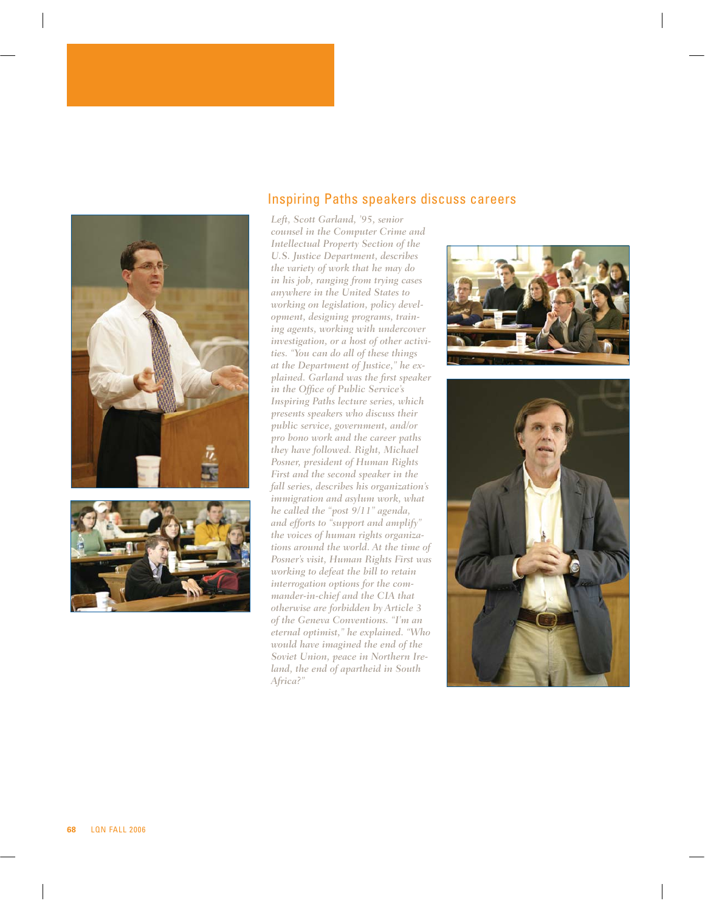## Inspiring Paths speakers discuss careers

*Left, Scott Garland, '95, senior counsel in the Computer Crime and Intellectual Property Section of the U.S. Justice Department, describes the variety of work that he may do in his job, ranging from trying cases anywhere in the United States to working on legislation, policy development, designing programs, training agents, working with undercover investigation, or a host of other activities. "You can do all of these things at the Department of Justice," he explained. Garland was the first speaker in the Office of Public Service's Inspiring Paths lecture series, which presents speakers who discuss their public service, government, and/or pro bono work and the career paths they have followed. Right, Michael Posner, president of Human Rights First and the second speaker in the fall series, describes his organization's immigration and asylum work, what he called the "post 9/11" agenda, and efforts to "support and amplify" the voices of human rights organizations around the world. At the time of Posner's visit, Human Rights First was working to defeat the bill to retain interrogation options for the commander-in-chief and the CIA that otherwise are forbidden by Article 3 of the Geneva Conventions. "I'm an eternal optimist," he explained. "Who would have imagined the end of the Soviet Union, peace in Northern Ireland, the end of apartheid in South Africa?"*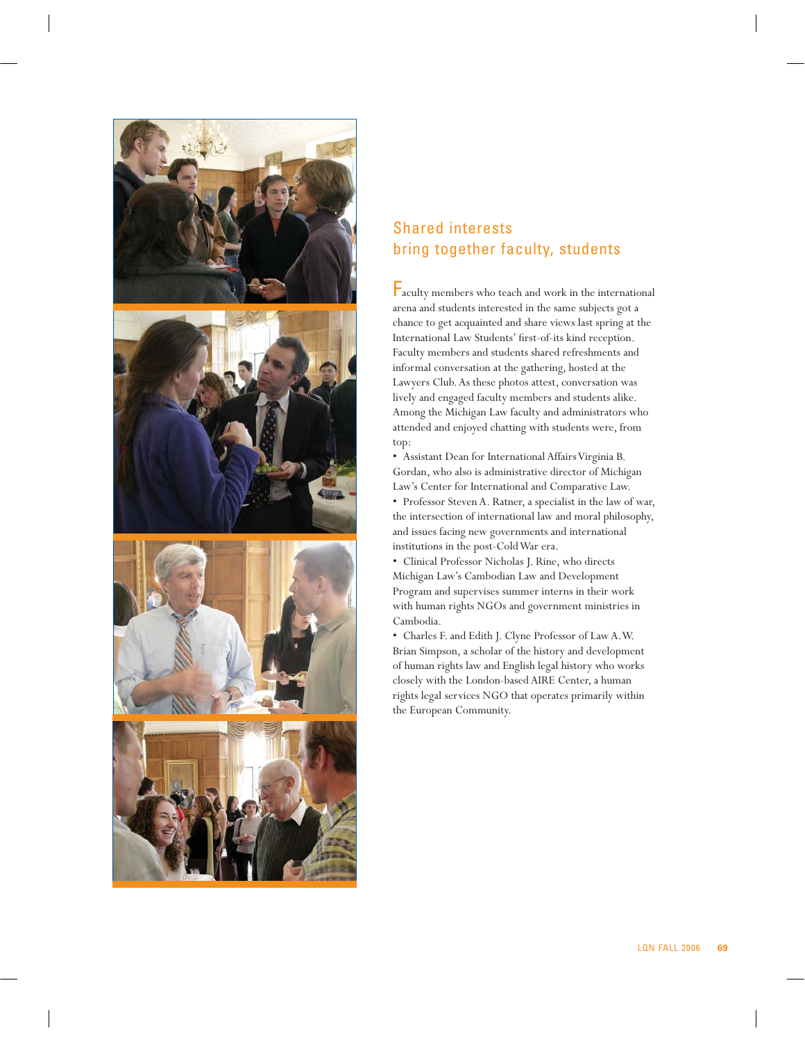## Shared interests bring together faculty, students

Faculty members who teach and work in the international arena and students interested in the same subjects got a chance to get acquainted and share views last spring at the International Law Students' first-of-its kind reception. Faculty members and students shared refreshments and informal conversation at the gathering, hosted at the Lawyers Club. As these photos attest, conversation was lively and engaged faculty members and students alike. Among the Michigan Law faculty and administrators who attended and enjoyed chatting with students were, from top:

- Assistant Dean for International Affairs Virginia B. Gordan, who also is administrative director of Michigan Law's Center for International and Comparative Law.
- Professor Steven A. Ratner, a specialist in the law of war, the intersection of international law and moral philosophy, and issues facing new governments and international institutions in the post-Cold War era.
- Clinical Professor Nicholas J. Rine, who directs Michigan Law's Cambodian Law and Development Program and supervises summer interns in their work with human rights NGOs and government ministries in Cambodia.
- Charles F. and Edith J. Clyne Professor of Law A.W. Brian Simpson, a scholar of the history and development of human rights law and English legal history who works closely with the London-based AIRE Center, a human rights legal services NGO that operates primarily within the European Community.